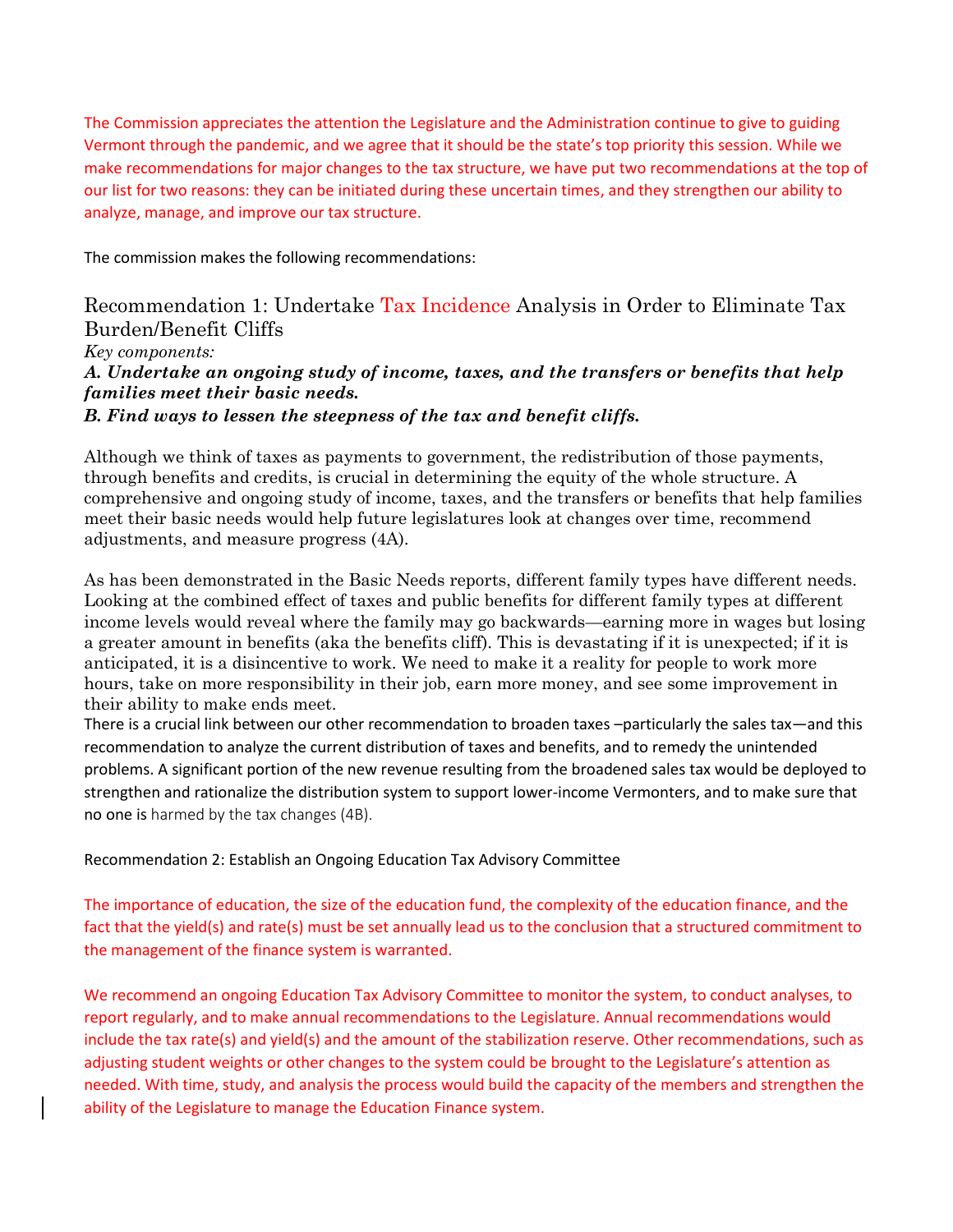The Commission appreciates the attention the Legislature and the Administration continue to give to guiding Vermont through the pandemic, and we agree that it should be the state's top priority this session. While we make recommendations for major changes to the tax structure, we have put two recommendations at the top of our list for two reasons: they can be initiated during these uncertain times, and they strengthen our ability to analyze, manage, and improve our tax structure.

The commission makes the following recommendations:

## Recommendation 1: Undertake Tax Incidence Analysis in Order to Eliminate Tax Burden/Benefit Cliffs

*Key components:*

***A. Undertake an ongoing study of income, taxes, and the transfers or benefits that help families meet their basic needs.***

***B. Find ways to lessen the steepness of the tax and benefit cliffs.***

Although we think of taxes as payments to government, the redistribution of those payments, through benefits and credits, is crucial in determining the equity of the whole structure. A comprehensive and ongoing study of income, taxes, and the transfers or benefits that help families meet their basic needs would help future legislatures look at changes over time, recommend adjustments, and measure progress (4A).

As has been demonstrated in the Basic Needs reports, different family types have different needs. Looking at the combined effect of taxes and public benefits for different family types at different income levels would reveal where the family may go backwards—earning more in wages but losing a greater amount in benefits (aka the benefits cliff). This is devastating if it is unexpected; if it is anticipated, it is a disincentive to work. We need to make it a reality for people to work more hours, take on more responsibility in their job, earn more money, and see some improvement in their ability to make ends meet.

There is a crucial link between our other recommendation to broaden taxes –particularly the sales tax—and this recommendation to analyze the current distribution of taxes and benefits, and to remedy the unintended problems. A significant portion of the new revenue resulting from the broadened sales tax would be deployed to strengthen and rationalize the distribution system to support lower-income Vermonters, and to make sure that no one is harmed by the tax changes (4B).

## Recommendation 2: Establish an Ongoing Education Tax Advisory Committee

The importance of education, the size of the education fund, the complexity of the education finance, and the fact that the yield(s) and rate(s) must be set annually lead us to the conclusion that a structured commitment to the management of the finance system is warranted.

We recommend an ongoing Education Tax Advisory Committee to monitor the system, to conduct analyses, to report regularly, and to make annual recommendations to the Legislature. Annual recommendations would include the tax rate(s) and yield(s) and the amount of the stabilization reserve. Other recommendations, such as adjusting student weights or other changes to the system could be brought to the Legislature's attention as needed. With time, study, and analysis the process would build the capacity of the members and strengthen the ability of the Legislature to manage the Education Finance system.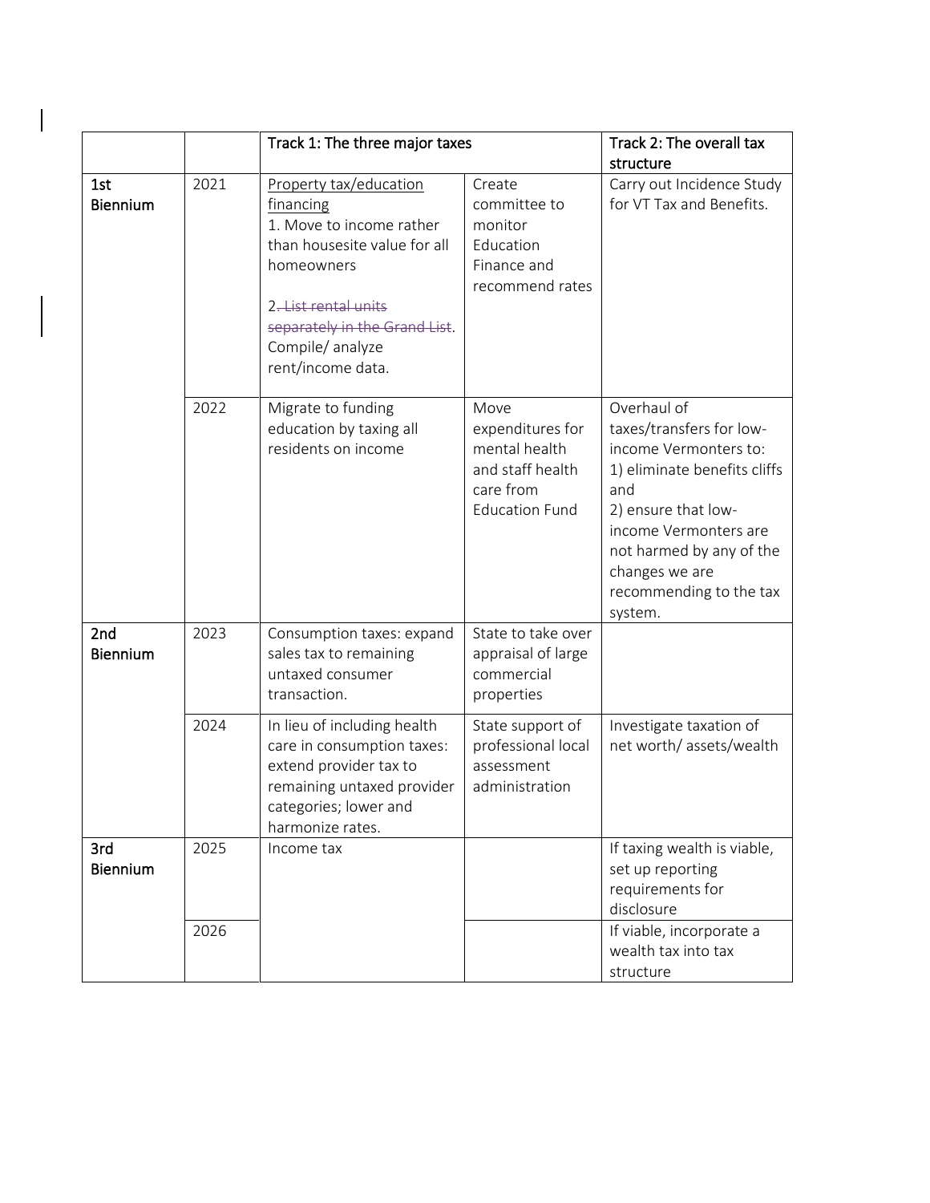| | | Track 1: The three major taxes | | Track 2: The overall tax structure |
|---|---|---|---|---|
| 1st Biennium | 2021 | <u>Property tax/education financing</u><br>1. Move to income rather than housesite value for all homeowners<br><br>2. ~~List rental units separately in the Grand List~~. Compile/ analyze rent/income data. | Create committee to monitor Education Finance and recommend rates | Carry out Incidence Study for VT Tax and Benefits. |
| | 2022 | Migrate to funding education by taxing all residents on income | Move expenditures for mental health and staff health care from Education Fund | Overhaul of taxes/transfers for low-income Vermonters to:<br>1) eliminate benefits cliffs and<br>2) ensure that low-income Vermonters are not harmed by any of the changes we are recommending to the tax system. |
| 2nd Biennium | 2023 | Consumption taxes: expand sales tax to remaining untaxed consumer transaction. | State to take over appraisal of large commercial properties | |
| | 2024 | In lieu of including health care in consumption taxes: extend provider tax to remaining untaxed provider categories; lower and harmonize rates. | State support of professional local assessment administration | Investigate taxation of net worth/ assets/wealth |
| 3rd Biennium | 2025 | Income tax | | If taxing wealth is viable, set up reporting requirements for disclosure |
| | 2026 | | | If viable, incorporate a wealth tax into tax structure |